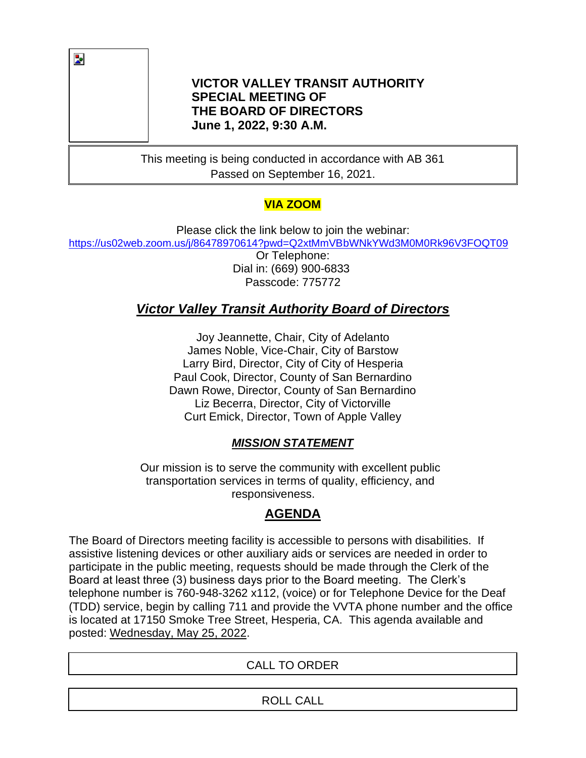# VICTOR VALLEY TRANSIT AUTHORITY SPECIAL MEETING OF THE BOARD OF DIRECTORS
**June 1, 2022, 9:30 A.M.**

This meeting is being conducted in accordance with AB 361
Passed on September 16, 2021.

**VIA ZOOM**

Please click the link below to join the webinar:
https://us02web.zoom.us/j/86478970614?pwd=Q2xtMmVBbWNkYWd3M0M0Rk96V3FOQT09
Or Telephone:
Dial in: (669) 900-6833
Passcode: 775772

## *Victor Valley Transit Authority Board of Directors*

Joy Jeannette, Chair, City of Adelanto
James Noble, Vice-Chair, City of Barstow
Larry Bird, Director, City of City of Hesperia
Paul Cook, Director, County of San Bernardino
Dawn Rowe, Director, County of San Bernardino
Liz Becerra, Director, City of Victorville
Curt Emick, Director, Town of Apple Valley

### *MISSION STATEMENT*

Our mission is to serve the community with excellent public transportation services in terms of quality, efficiency, and responsiveness.

## AGENDA

The Board of Directors meeting facility is accessible to persons with disabilities. If assistive listening devices or other auxiliary aids or services are needed in order to participate in the public meeting, requests should be made through the Clerk of the Board at least three (3) business days prior to the Board meeting. The Clerk's telephone number is 760-948-3262 x112, (voice) or for Telephone Device for the Deaf (TDD) service, begin by calling 711 and provide the VVTA phone number and the office is located at 17150 Smoke Tree Street, Hesperia, CA. This agenda available and posted: Wednesday, May 25, 2022.

CALL TO ORDER

ROLL CALL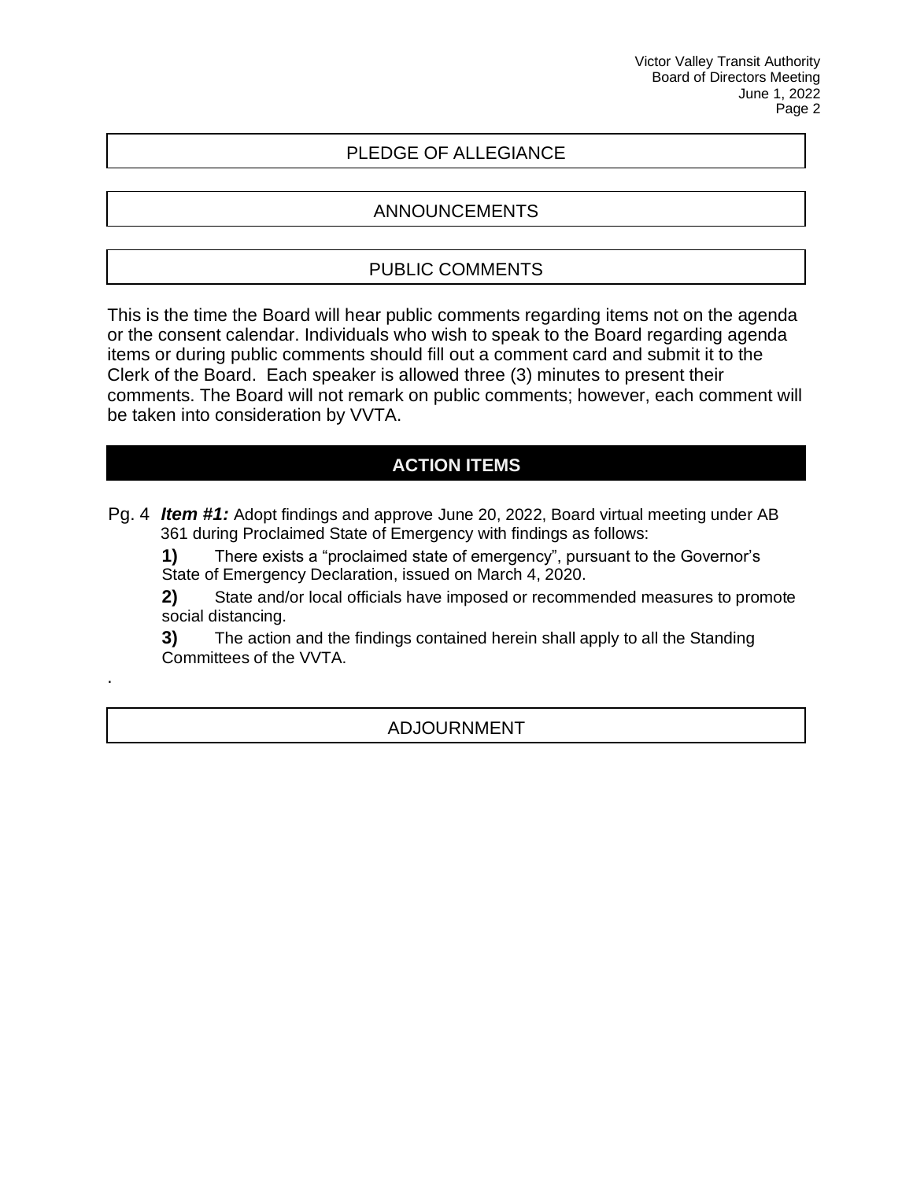## PLEDGE OF ALLEGIANCE

## ANNOUNCEMENTS

## PUBLIC COMMENTS

This is the time the Board will hear public comments regarding items not on the agenda or the consent calendar. Individuals who wish to speak to the Board regarding agenda items or during public comments should fill out a comment card and submit it to the Clerk of the Board. Each speaker is allowed three (3) minutes to present their comments. The Board will not remark on public comments; however, each comment will be taken into consideration by VVTA.

## ACTION ITEMS

Pg. 4 ***Item #1:*** Adopt findings and approve June 20, 2022, Board virtual meeting under AB 361 during Proclaimed State of Emergency with findings as follows:

**1)** There exists a "proclaimed state of emergency", pursuant to the Governor's State of Emergency Declaration, issued on March 4, 2020.

**2)** State and/or local officials have imposed or recommended measures to promote social distancing.

**3)** The action and the findings contained herein shall apply to all the Standing Committees of the VVTA.

.

## ADJOURNMENT